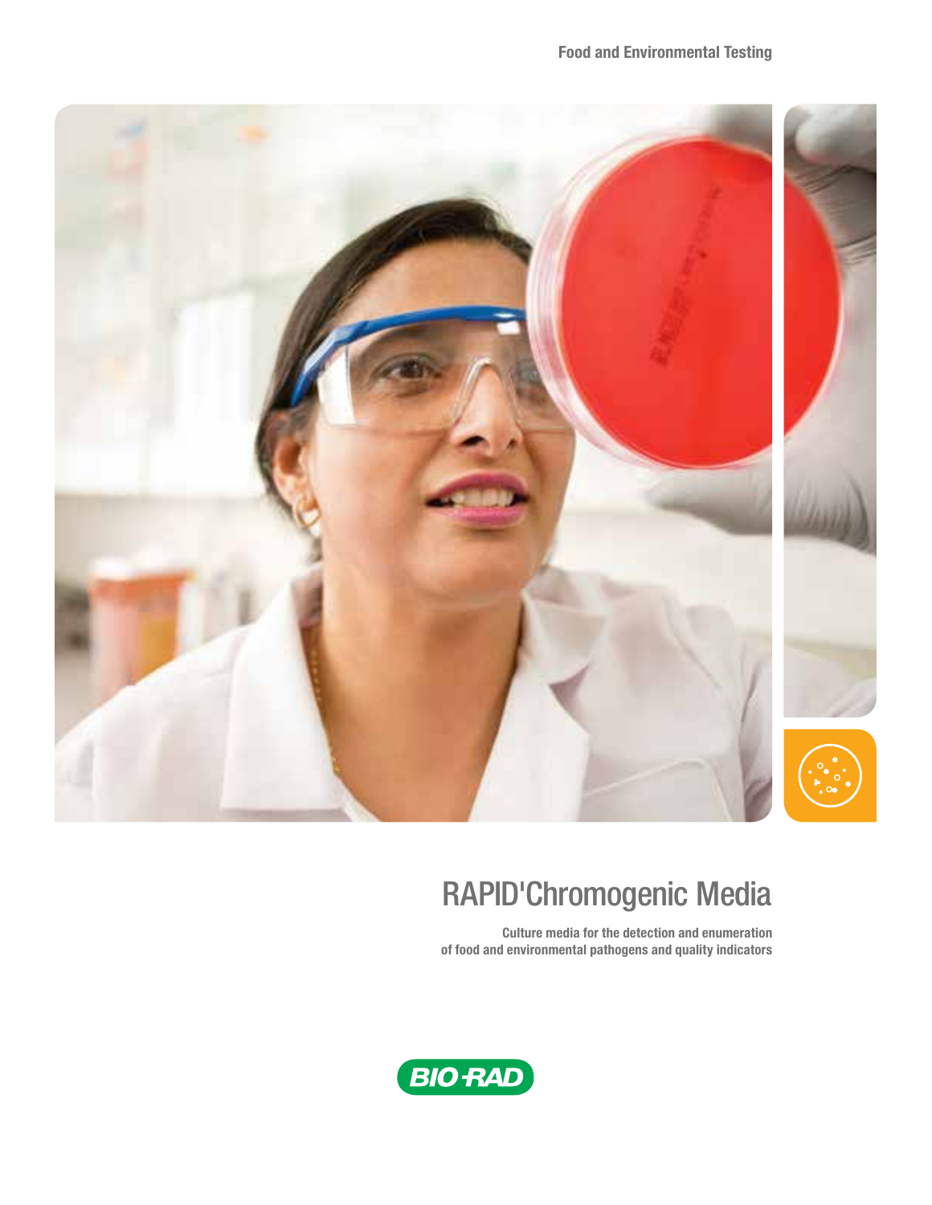Food and Environmental Testing

# RAPID'Chromogenic Media

**Culture media for the detection and enumeration of food and environmental pathogens and quality indicators**

BIO-RAD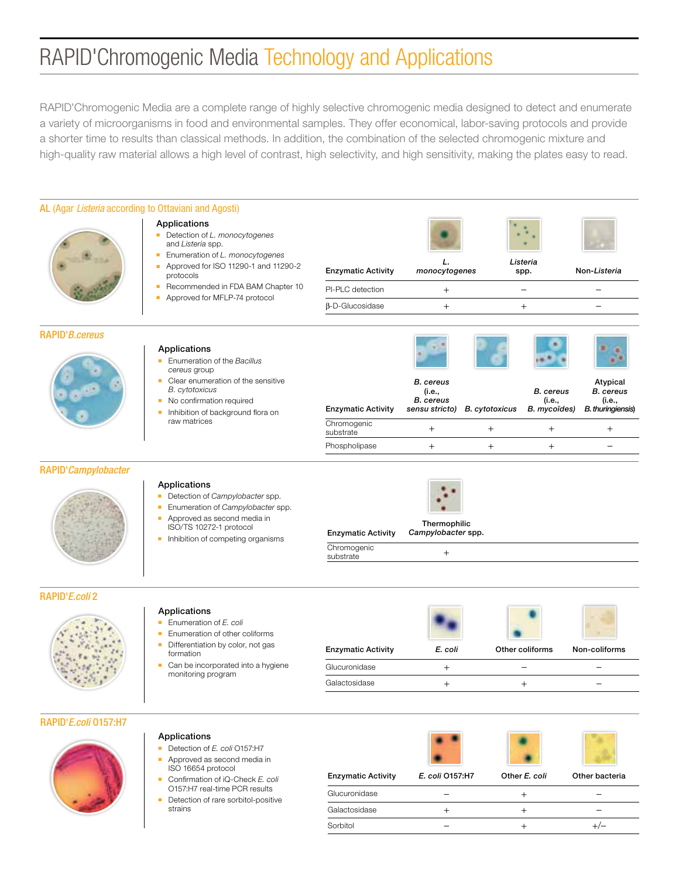# RAPID'Chromogenic Media Technology and Applications

RAPID'Chromogenic Media are a complete range of highly selective chromogenic media designed to detect and enumerate a variety of microorganisms in food and environmental samples. They offer economical, labor-saving protocols and provide a shorter time to results than classical methods. In addition, the combination of the selected chromogenic mixture and high-quality raw material allows a high level of contrast, high selectivity, and high sensitivity, making the plates easy to read.

## AL (Agar *Listeria* according to Ottaviani and Agosti)

### Applications

- Detection of *L. monocytogenes* and *Listeria* spp.
- Enumeration of *L. monocytogenes*
- Approved for ISO 11290-1 and 11290-2 protocols
- Recommended in FDA BAM Chapter 10
- Approved for MFLP-74 protocol

| Enzymatic Activity | *L. monocytogenes* | *Listeria* spp. | Non-*Listeria* |
|---|---|---|---|
| PI-PLC detection | + | – | – |
| β-D-Glucosidase | + | + | – |

## RAPID'*B.cereus*

### Applications

- Enumeration of the *Bacillus cereus* group
- Clear enumeration of the sensitive *B. cytotoxicus*
- No confirmation required
- Inhibition of background flora on raw matrices

| Enzymatic Activity | *B. cereus* (i.e., *B. cereus sensu stricto*) | *B. cytotoxicus* | *B. cereus* (i.e., *B. mycoïdes*) | Atypical *B. cereus* (i.e., *B. thuringiensis*) |
|---|---|---|---|---|
| Chromogenic substrate | + | + | + | + |
| Phospholipase | + | + | + | – |

## RAPID'*Campylobacter*

### Applications

- Detection of *Campylobacter* spp.
- Enumeration of *Campylobacter* spp.
- Approved as second media in ISO/TS 10272-1 protocol
- Inhibition of competing organisms

| Enzymatic Activity | Thermophilic *Campylobacter* spp. |
|---|---|
| Chromogenic substrate | + |

## RAPID'*E.coli* 2

### Applications

- Enumeration of *E. coli*
- Enumeration of other coliforms
- Differentiation by color, not gas formation
- Can be incorporated into a hygiene monitoring program

| Enzymatic Activity | *E. coli* | Other coliforms | Non-coliforms |
|---|---|---|---|
| Glucuronidase | + | – | – |
| Galactosidase | + | + | – |

## RAPID'*E.coli* O157:H7

### Applications

- Detection of *E. coli* O157:H7
- Approved as second media in ISO 16654 protocol
- Confirmation of iQ-Check *E. coli* O157:H7 real-time PCR results
- Detection of rare sorbitol-positive strains

| Enzymatic Activity | *E. coli* O157:H7 | Other *E. coli* | Other bacteria |
|---|---|---|---|
| Glucuronidase | – | + | – |
| Galactosidase | + | + | – |
| Sorbitol | – | + | +/– |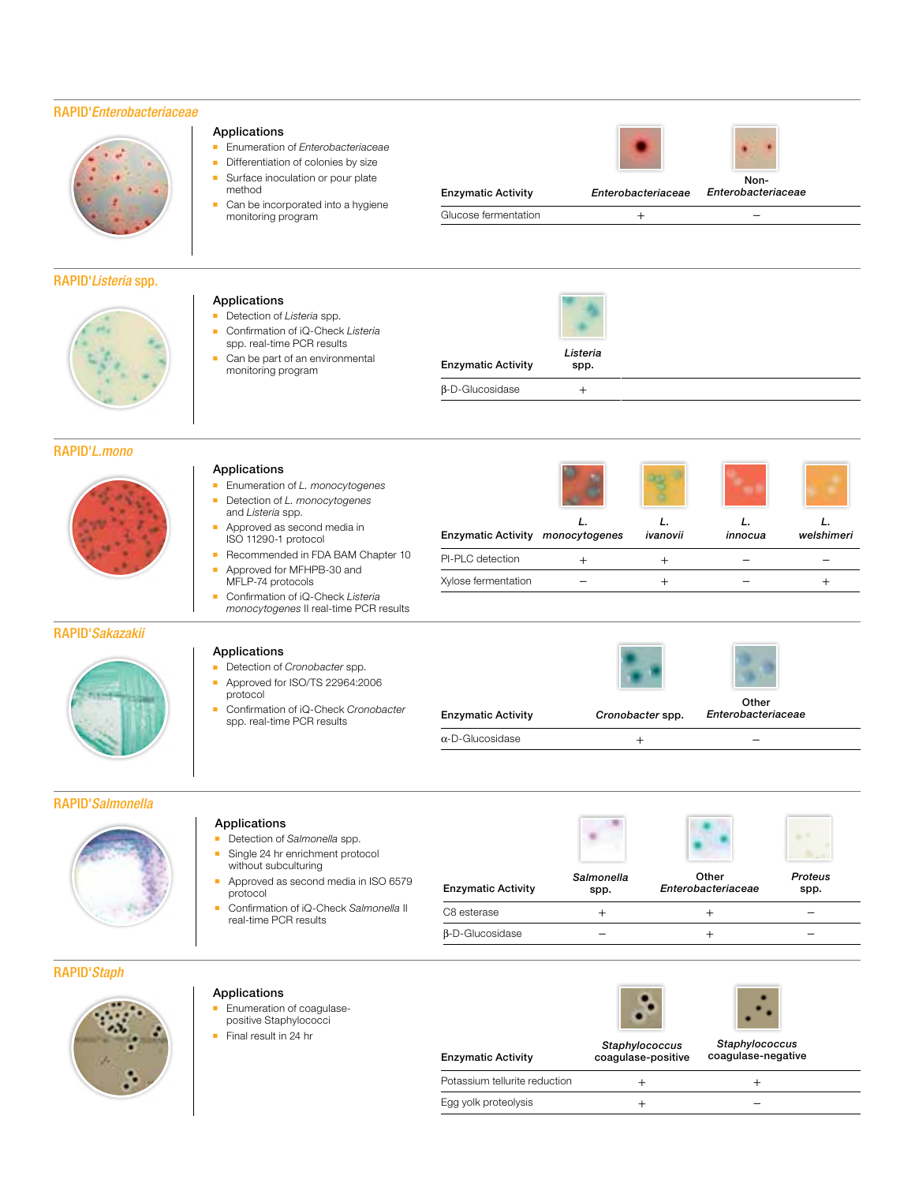## RAPID'*Enterobacteriaceae*

### Applications

- Enumeration of *Enterobacteriaceae*
- Differentiation of colonies by size
- Surface inoculation or pour plate method
- Can be incorporated into a hygiene monitoring program

| Enzymatic Activity | *Enterobacteriaceae* | Non-*Enterobacteriaceae* |
|---|---|---|
| Glucose fermentation | + | – |

## RAPID'*Listeria* spp.

### Applications

- Detection of *Listeria* spp.
- Confirmation of iQ-Check *Listeria* spp. real-time PCR results
- Can be part of an environmental monitoring program

| Enzymatic Activity | *Listeria* spp. |
|---|---|
| β-D-Glucosidase | + |

## RAPID'*L.mono*

### Applications

- Enumeration of *L. monocytogenes*
- Detection of *L. monocytogenes* and *Listeria* spp.
- Approved as second media in ISO 11290-1 protocol
- Recommended in FDA BAM Chapter 10
- Approved for MFHPB-30 and MFLP-74 protocols
- Confirmation of iQ-Check *Listeria monocytogenes* II real-time PCR results

| Enzymatic Activity | *L. monocytogenes* | *L. ivanovii* | *L. innocua* | *L. welshimeri* |
|---|---|---|---|---|
| PI-PLC detection | + | + | – | – |
| Xylose fermentation | – | + | – | + |

## RAPID'*Sakazakii*

### Applications

- Detection of *Cronobacter* spp.
- Approved for ISO/TS 22964:2006 protocol
- Confirmation of iQ-Check *Cronobacter* spp. real-time PCR results

| Enzymatic Activity | *Cronobacter* spp. | Other *Enterobacteriaceae* |
|---|---|---|
| α-D-Glucosidase | + | – |

## RAPID'*Salmonella*

### Applications

- Detection of *Salmonella* spp.
- Single 24 hr enrichment protocol without subculturing
- Approved as second media in ISO 6579 protocol
- Confirmation of iQ-Check *Salmonella* II real-time PCR results

| Enzymatic Activity | *Salmonella* spp. | Other *Enterobacteriaceae* | *Proteus* spp. |
|---|---|---|---|
| C8 esterase | + | + | – |
| β-D-Glucosidase | – | + | – |

## RAPID'*Staph*

### Applications

- Enumeration of coagulase-positive Staphylococci
- Final result in 24 hr

| Enzymatic Activity | *Staphylococcus* coagulase-positive | *Staphylococcus* coagulase-negative |
|---|---|---|
| Potassium tellurite reduction | + | + |
| Egg yolk proteolysis | + | – |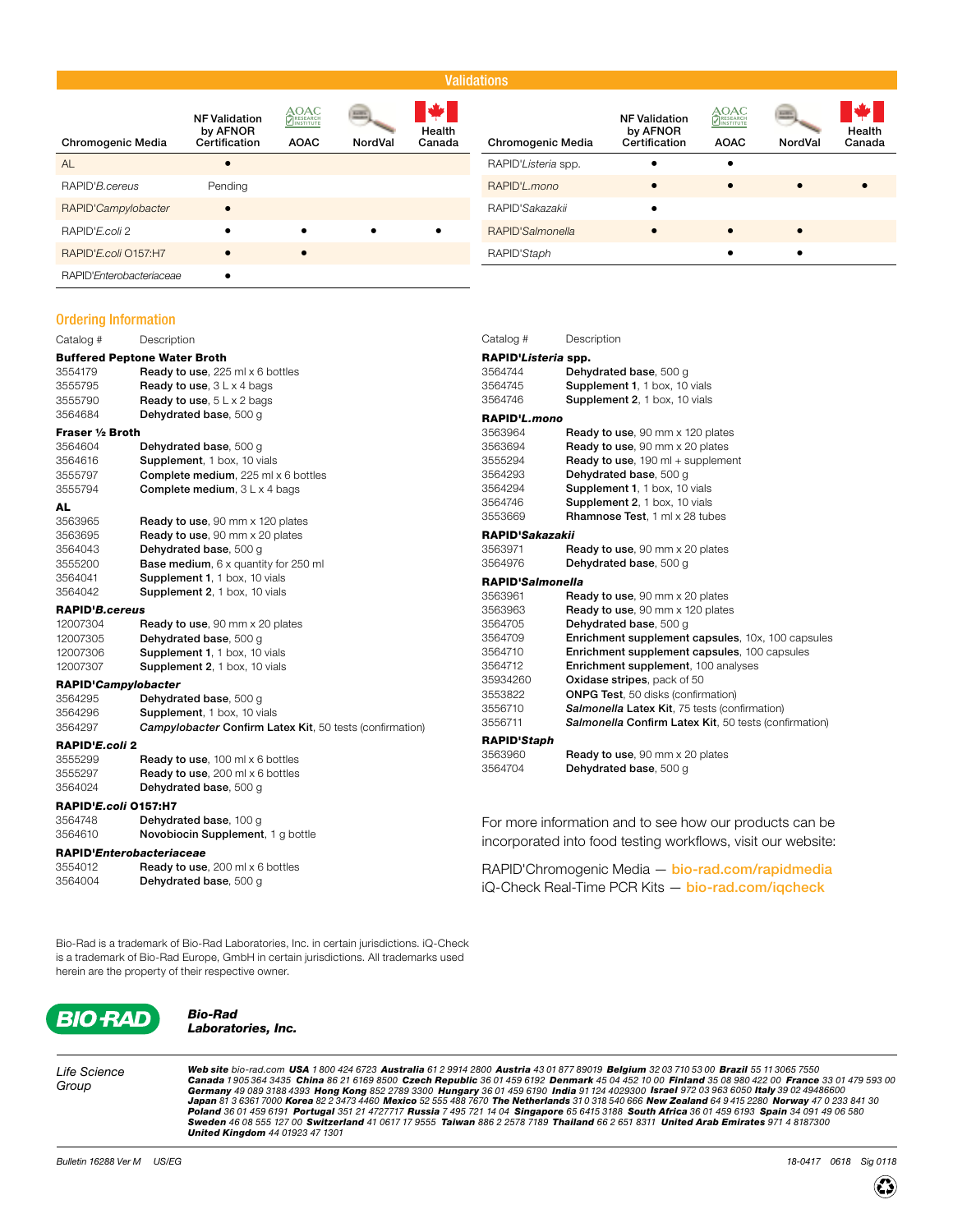## Validations

| Chromogenic Media | NF Validation by AFNOR Certification | AOAC | NordVal | Health Canada |
|---|---|---|---|---|
| AL | • | | | |
| RAPID'*B.cereus* | Pending | | | |
| RAPID'*Campylobacter* | • | | | |
| RAPID'*E.coli* 2 | • | • | • | • |
| RAPID'*E.coli* O157:H7 | • | • | | |
| RAPID'*Enterobacteriaceae* | • | | | |
| RAPID'*Listeria* spp. | • | • | | |
| RAPID'*L.mono* | • | • | • | • |
| RAPID'*Sakazakii* | • | | | |
| RAPID'*Salmonella* | • | • | • | |
| RAPID'*Staph* | | • | • | |

## Ordering Information

| Catalog # | Description |
|---|---|
| **Buffered Peptone Water Broth** | |
| 3554179 | **Ready to use**, 225 ml x 6 bottles |
| 3555795 | **Ready to use**, 3 L x 4 bags |
| 3555790 | **Ready to use**, 5 L x 2 bags |
| 3564684 | **Dehydrated base**, 500 g |
| **Fraser ½ Broth** | |
| 3564604 | **Dehydrated base**, 500 g |
| 3564616 | **Supplement**, 1 box, 10 vials |
| 3555797 | **Complete medium**, 225 ml x 6 bottles |
| 3555794 | **Complete medium**, 3 L x 4 bags |
| **AL** | |
| 3563965 | **Ready to use**, 90 mm x 120 plates |
| 3563695 | **Ready to use**, 90 mm x 20 plates |
| 3564043 | **Dehydrated base**, 500 g |
| 3555200 | **Base medium**, 6 x quantity for 250 ml |
| 3564041 | **Supplement 1**, 1 box, 10 vials |
| 3564042 | **Supplement 2**, 1 box, 10 vials |
| **RAPID'*B.cereus*** | |
| 12007304 | **Ready to use**, 90 mm x 20 plates |
| 12007305 | **Dehydrated base**, 500 g |
| 12007306 | **Supplement 1**, 1 box, 10 vials |
| 12007307 | **Supplement 2**, 1 box, 10 vials |
| **RAPID'*Campylobacter*** | |
| 3564295 | **Dehydrated base**, 500 g |
| 3564296 | **Supplement**, 1 box, 10 vials |
| 3564297 | ***Campylobacter* Confirm Latex Kit**, 50 tests (confirmation) |
| **RAPID'*E.coli* 2** | |
| 3555299 | **Ready to use**, 100 ml x 6 bottles |
| 3555297 | **Ready to use**, 200 ml x 6 bottles |
| 3564024 | **Dehydrated base**, 500 g |
| **RAPID'*E.coli* O157:H7** | |
| 3564748 | **Dehydrated base**, 100 g |
| 3564610 | **Novobiocin Supplement**, 1 g bottle |
| **RAPID'*Enterobacteriaceae*** | |
| 3554012 | **Ready to use**, 200 ml x 6 bottles |
| 3564004 | **Dehydrated base**, 500 g |
| **RAPID'*Listeria* spp.** | |
| 3564744 | **Dehydrated base**, 500 g |
| 3564745 | **Supplement 1**, 1 box, 10 vials |
| 3564746 | **Supplement 2**, 1 box, 10 vials |
| **RAPID'*L.mono*** | |
| 3563964 | **Ready to use**, 90 mm x 120 plates |
| 3563694 | **Ready to use**, 90 mm x 20 plates |
| 3555294 | **Ready to use**, 190 ml + supplement |
| 3564293 | **Dehydrated base**, 500 g |
| 3564294 | **Supplement 1**, 1 box, 10 vials |
| 3564746 | **Supplement 2**, 1 box, 10 vials |
| 3553669 | **Rhamnose Test**, 1 ml x 28 tubes |
| **RAPID'*Sakazakii*** | |
| 3563971 | **Ready to use**, 90 mm x 20 plates |
| 3564976 | **Dehydrated base**, 500 g |
| **RAPID'*Salmonella*** | |
| 3563961 | **Ready to use**, 90 mm x 20 plates |
| 3563963 | **Ready to use**, 90 mm x 120 plates |
| 3564705 | **Dehydrated base**, 500 g |
| 3564709 | **Enrichment supplement capsules**, 10x, 100 capsules |
| 3564710 | **Enrichment supplement capsules**, 100 capsules |
| 3564712 | **Enrichment supplement**, 100 analyses |
| 35934260 | **Oxidase stripes**, pack of 50 |
| 3553822 | **ONPG Test**, 50 disks (confirmation) |
| 3556710 | ***Salmonella* Latex Kit**, 75 tests (confirmation) |
| 3556711 | ***Salmonella* Confirm Latex Kit**, 50 tests (confirmation) |
| **RAPID'*Staph*** | |
| 3563960 | **Ready to use**, 90 mm x 20 plates |
| 3564704 | **Dehydrated base**, 500 g |

For more information and to see how our products can be incorporated into food testing workflows, visit our website:

RAPID'Chromogenic Media — bio-rad.com/rapidmedia
iQ-Check Real-Time PCR Kits — bio-rad.com/iqcheck

Bio-Rad is a trademark of Bio-Rad Laboratories, Inc. in certain jurisdictions. iQ-Check is a trademark of Bio-Rad Europe, GmbH in certain jurisdictions. All trademarks used herein are the property of their respective owner.

***Bio-Rad Laboratories, Inc.***

*Life Science Group*

***Web site*** *bio-rad.com* ***USA*** *1 800 424 6723* ***Australia*** *61 2 9914 2800* ***Austria*** *43 01 877 89019* ***Belgium*** *32 03 710 53 00* ***Brazil*** *55 11 3065 7550* ***Canada*** *1 905 364 3435* ***China*** *86 21 6169 8500* ***Czech Republic*** *36 01 459 6192* ***Denmark*** *45 04 452 10 00* ***Finland*** *35 08 980 422 00* ***France*** *33 01 479 593 00* ***Germany*** *49 089 3188 4393* ***Hong Kong*** *852 2789 3300* ***Hungary*** *36 01 459 6190* ***India*** *91 124 4029300* ***Israel*** *972 03 963 6050* ***Italy*** *39 02 49486600* ***Japan*** *81 3 6361 7000* ***Korea*** *82 2 3473 4460* ***Mexico*** *52 555 488 7670* ***The Netherlands*** *31 0 318 540 666* ***New Zealand*** *64 9 415 2280* ***Norway*** *47 0 233 841 30* ***Poland*** *36 01 459 6191* ***Portugal*** *351 21 4727717* ***Russia*** *7 495 721 14 04* ***Singapore*** *65 6415 3188* ***South Africa*** *36 01 459 6193* ***Spain*** *34 091 49 06 580* ***Sweden*** *46 08 555 127 00* ***Switzerland*** *41 0617 17 9555* ***Taiwan*** *886 2 2578 7189* ***Thailand*** *66 2 651 8311* ***United Arab Emirates*** *971 4 8187300* ***United Kingdom*** *44 01923 47 1301*

*Bulletin 16288 Ver M US/EG* *18-0417 0618 Sig 0118*